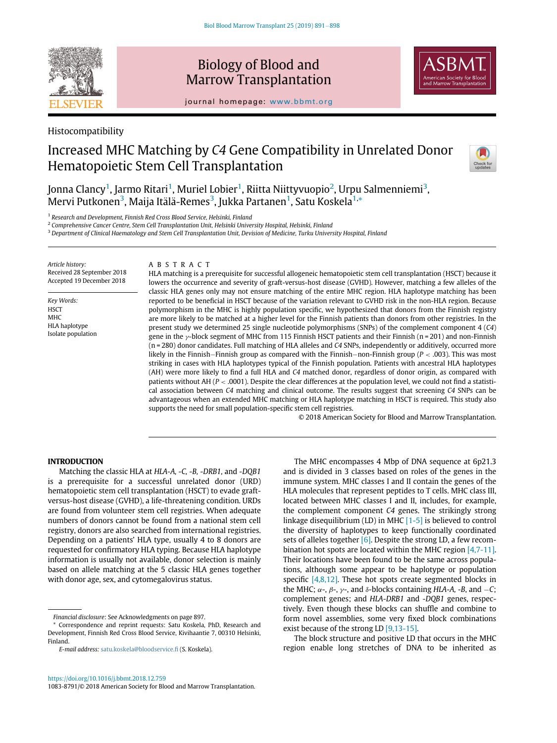Histocompatibility

# Increased MHC Matching by *C4* Gene Compatibility in Unrelated Donor Hematopoietic Stem Cell Transplantation

Jonna Clancy[1], Jarmo Ritari[1], Muriel Lobier[1], Riitta Niittyvuopio[2], Urpu Salmenniemi[3], Mervi Putkonen[3], Maija Itälä-Remes[3], Jukka Partanen[1], Satu Koskela[1,*]

[1] Research and Development, Finnish Red Cross Blood Service, Helsinki, Finland

[2] Comprehensive Cancer Centre, Stem Cell Transplantation Unit, Helsinki University Hospital, Helsinki, Finland

[3] Department of Clinical Haematology and Stem Cell Transplantation Unit, Devision of Medicine, Turku University Hospital, Finland

*Article history:*
Received 28 September 2018
Accepted 19 December 2018

*Key Words:*
HSCT
MHC
HLA haplotype
Isolate population

## ABSTRACT

HLA matching is a prerequisite for successful allogeneic hematopoietic stem cell transplantation (HSCT) because it lowers the occurrence and severity of graft-versus-host disease (GVHD). However, matching a few alleles of the classic HLA genes only may not ensure matching of the entire MHC region. HLA haplotype matching has been reported to be beneficial in HSCT because of the variation relevant to GVHD risk in the non-HLA region. Because polymorphism in the MHC is highly population specific, we hypothesized that donors from the Finnish registry are more likely to be matched at a higher level for the Finnish patients than donors from other registries. In the present study we determined 25 single nucleotide polymorphisms (SNPs) of the complement component 4 (*C4*) gene in the $\gamma$-block segment of MHC from 115 Finnish HSCT patients and their Finnish (n = 201) and non-Finnish (n = 280) donor candidates. Full matching of HLA alleles and *C4* SNPs, independently or additively, occurred more likely in the Finnish–Finnish group as compared with the Finnish–non-Finnish group ($P < .003$). This was most striking in cases with HLA haplotypes typical of the Finnish population. Patients with ancestral HLA haplotypes (AH) were more likely to find a full HLA and *C4* matched donor, regardless of donor origin, as compared with patients without AH ($P < .0001$). Despite the clear differences at the population level, we could not find a statistical association between *C4* matching and clinical outcome. The results suggest that screening *C4* SNPs can be advantageous when an extended MHC matching or HLA haplotype matching in HSCT is required. This study also supports the need for small population-specific stem cell registries.

© 2018 American Society for Blood and Marrow Transplantation.

## INTRODUCTION

Matching the classic HLA at *HLA-A, -C, -B, -DRB1*, and *-DQB1* is a prerequisite for a successful unrelated donor (URD) hematopoietic stem cell transplantation (HSCT) to evade graft-versus-host disease (GVHD), a life-threatening condition. URDs are found from volunteer stem cell registries. When adequate numbers of donors cannot be found from a national stem cell registry, donors are also searched from international registries. Depending on a patients' HLA type, usually 4 to 8 donors are requested for confirmatory HLA typing. Because HLA haplotype information is usually not available, donor selection is mainly based on allele matching at the 5 classic HLA genes together with donor age, sex, and cytomegalovirus status.

The MHC encompasses 4 Mbp of DNA sequence at 6p21.3 and is divided in 3 classes based on roles of the genes in the immune system. MHC classes I and II contain the genes of the HLA molecules that represent peptides to T cells. MHC class III, located between MHC classes I and II, includes, for example, the complement component *C4* genes. The strikingly strong linkage disequilibrium (LD) in MHC [1-5] is believed to control the diversity of haplotypes to keep functionally coordinated sets of alleles together [6]. Despite the strong LD, a few recombination hot spots are located within the MHC region [4,7-11]. Their locations have been found to be the same across populations, although some appear to be haplotype or population specific [4,8,12]. These hot spots create segmented blocks in the MHC; $\alpha$-, $\beta$-, $\gamma$-, and $\delta$-blocks containing *HLA-A, -B*, and *–C*; complement genes; and *HLA-DRB1* and *-DQB1* genes, respectively. Even though these blocks can shuffle and combine to form novel assemblies, some very fixed block combinations exist because of the strong LD [9,13-15].

The block structure and positive LD that occurs in the MHC region enable long stretches of DNA to be inherited as

---

*Financial disclosure:* See Acknowledgments on page 897.

* Correspondence and reprint requests: Satu Koskela, PhD, Research and Development, Finnish Red Cross Blood Service, Kivihaantie 7, 00310 Helsinki, Finland.

*E-mail address:* satu.koskela@bloodservice.fi (S. Koskela).

https://doi.org/10.1016/j.bbmt.2018.12.759
1083-8791/© 2018 American Society for Blood and Marrow Transplantation.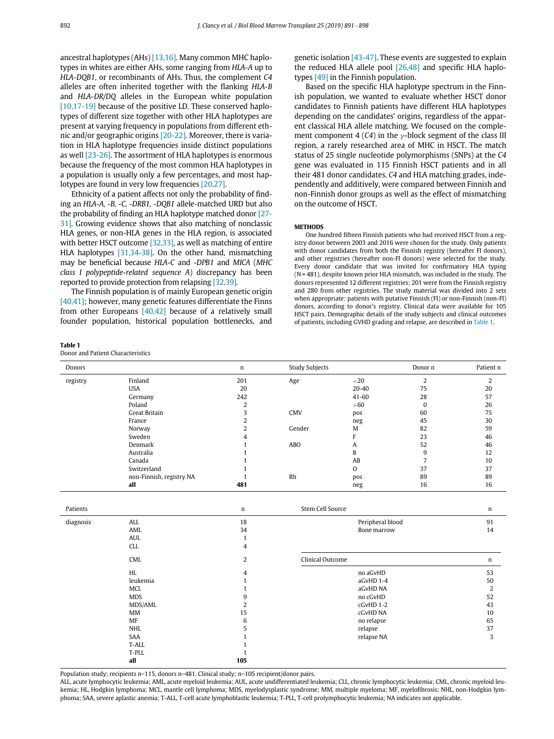ancestral haplotypes (AHs) [13,16]. Many common MHC haplotypes in whites are either AHs, some ranging from *HLA-A* up to *HLA-DQB1*, or recombinants of AHs. Thus, the complement *C4* alleles are often inherited together with the flanking *HLA-B* and *HLA-DR/DQ* alleles in the European white population [10,17-19] because of the positive LD. These conserved haplotypes of different size together with other HLA haplotypes are present at varying frequency in populations from different ethnic and/or geographic origins [20-22]. Moreover, there is variation in HLA haplotype frequencies inside distinct populations as well [23-26]. The assortment of HLA haplotypes is enormous because the frequency of the most common HLA haplotypes in a population is usually only a few percentages, and most haplotypes are found in very low frequencies [20,27].

Ethnicity of a patient affects not only the probability of finding an *HLA-A, -B, -C, -DRB1, -DQB1* allele-matched URD but also the probability of finding an HLA haplotype matched donor [27-31]. Growing evidence shows that also matching of nonclassic HLA genes, or non-HLA genes in the HLA region, is associated with better HSCT outcome [32,33], as well as matching of entire HLA haplotypes [31,34-38]. On the other hand, mismatching may be beneficial because *HLA-C* and *-DPB1* and *MICA* (*MHC class I polypeptide-related sequence A*) discrepancy has been reported to provide protection from relapsing [32,39].

The Finnish population is of mainly European genetic origin [40,41]; however, many genetic features differentiate the Finns from other Europeans [40,42] because of a relatively small founder population, historical population bottlenecks, and genetic isolation [43-47]. These events are suggested to explain the reduced HLA allele pool [26,48] and specific HLA haplotypes [49] in the Finnish population.

Based on the specific HLA haplotype spectrum in the Finnish population, we wanted to evaluate whether HSCT donor candidates to Finnish patients have different HLA haplotypes depending on the candidates' origins, regardless of the apparent classical HLA allele matching. We focused on the complement component 4 (*C4*) in the $\gamma$-block segment of the class III region, a rarely researched area of MHC in HSCT. The match status of 25 single nucleotide polymorphisms (SNPs) at the *C4* gene was evaluated in 115 Finnish HSCT patients and in all their 481 donor candidates. *C4* and HLA matching grades, independently and additively, were compared between Finnish and non-Finnish donor groups as well as the effect of mismatching on the outcome of HSCT.

## METHODS

One hundred fifteen Finnish patients who had received HSCT from a registry donor between 2003 and 2016 were chosen for the study. Only patients with donor candidates from both the Finnish registry (hereafter FI donors), and other registries (hereafter non-FI donors) were selected for the study. Every donor candidate that was invited for confirmatory HLA typing (N = 481), despite known prior HLA mismatch, was included in the study. The donors represented 12 different registries; 201 were from the Finnish registry and 280 from other registries. The study material was divided into 2 sets when appropriate: patients with putative Finnish (FI) or non-Finnish (non-FI) donors, according to donor's registry. Clinical data were available for 105 HSCT pairs. Demographic details of the study subjects and clinical outcomes of patients, including GVHD grading and relapse, are described in Table 1.

**Table 1**
Donor and Patient Characteristics

| Donors | | n | Study Subjects | | Donor n | Patient n |
|---|---|---|---|---|---|---|
| registry | Finland | 201 | Age | <20 | 2 | 2 |
| | USA | 20 | | 20-40 | 75 | 20 |
| | Germany | 242 | | 41-60 | 28 | 57 |
| | Poland | 2 | | >60 | 0 | 26 |
| | Great Britain | 3 | CMV | pos | 60 | 75 |
| | France | 2 | | neg | 45 | 30 |
| | Norway | 2 | Gender | M | 82 | 59 |
| | Sweden | 4 | | F | 23 | 46 |
| | Denmark | 1 | ABO | A | 52 | 46 |
| | Australia | 1 | | B | 9 | 12 |
| | Canada | 1 | | AB | 7 | 10 |
| | Switzerland | 1 | | O | 37 | 37 |
| | non-Finnish, registry NA | 1 | Rh | pos | 89 | 89 |
| | **all** | **481** | | neg | 16 | 16 |

| Patients | | n | Stem Cell Source | n |
|---|---|---|---|---|
| diagnosis | ALL | 18 | Peripheral blood | 91 |
| | AML | 34 | Bone marrow | 14 |
| | AUL | 1 | | |
| | CLL | 4 | | |
| | CML | 2 | **Clinical Outcome** | **n** |
| | HL | 4 | no aGvHD | 53 |
| | leukemia | 1 | aGvHD 1-4 | 50 |
| | MCL | 1 | aGvHD NA | 2 |
| | MDS | 9 | no cGvHD | 52 |
| | MDS/AML | 2 | cGvHD 1-2 | 43 |
| | MM | 15 | cGvHD NA | 10 |
| | MF | 6 | no relapse | 65 |
| | NHL | 5 | relapse | 37 |
| | SAA | 1 | relapse NA | 3 |
| | T-ALL | 1 | | |
| | T-PLL | 1 | | |
| | **all** | **105** | | |

Population study; recipients n=115, donors n=481. Clinical study; n=105 recipient/donor pairs.

ALL, acute lymphocytic leukemia; AML, acute myeloid leukemia; AUL, acute undifferentiated leukemia; CLL, chronic lymphocytic leukemia; CML, chronic myeloid leukemia; HL, Hodgkin lymphoma; MCL, mantle cell lymphoma; MDS, myelodysplastic syndrome; MM, multiple myeloma; MF, myelofibrosis; NHL, non-Hodgkin lymphoma; SAA, severe aplastic anemia; T-ALL, T-cell acute lymphoblastic leukemia; T-PLL, T-cell prolymphocytic leukemia; NA indicates not applicable.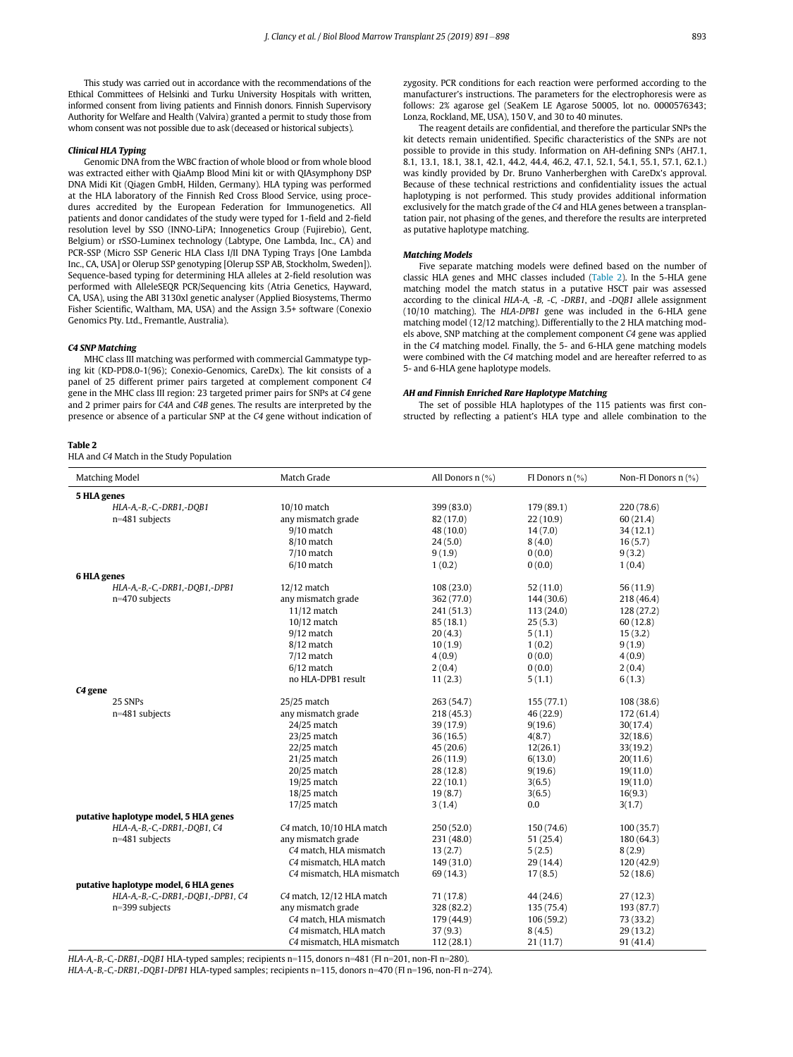This study was carried out in accordance with the recommendations of the Ethical Committees of Helsinki and Turku University Hospitals with written, informed consent from living patients and Finnish donors. Finnish Supervisory Authority for Welfare and Health (Valvira) granted a permit to study those from whom consent was not possible due to ask (deceased or historical subjects).

#### Clinical HLA Typing

Genomic DNA from the WBC fraction of whole blood or from whole blood was extracted either with QiaAmp Blood Mini kit or with QIAsymphony DSP DNA Midi Kit (Qiagen GmbH, Hilden, Germany). HLA typing was performed at the HLA laboratory of the Finnish Red Cross Blood Service, using procedures accredited by the European Federation for Immunogenetics. All patients and donor candidates of the study were typed for 1-field and 2-field resolution level by SSO (INNO-LiPA; Innogenetics Group (Fujirebio), Gent, Belgium) or rSSO-Luminex technology (Labtype, One Lambda, Inc., CA) and PCR-SSP (Micro SSP Generic HLA Class I/II DNA Typing Trays [One Lambda Inc., CA, USA] or Olerup SSP genotyping [Olerup SSP AB, Stockholm, Sweden]). Sequence-based typing for determining HLA alleles at 2-field resolution was performed with AlleleSEQR PCR/Sequencing kits (Atria Genetics, Hayward, CA, USA), using the ABI 3130xl genetic analyser (Applied Biosystems, Thermo Fisher Scientific, Waltham, MA, USA) and the Assign 3.5+ software (Conexio Genomics Pty. Ltd., Fremantle, Australia).

#### C4 SNP Matching

MHC class III matching was performed with commercial Gammatype typing kit (KD-PD8.0-1(96); Conexio-Genomics, CareDx). The kit consists of a panel of 25 different primer pairs targeted at complement component *C4* gene in the MHC class III region: 23 targeted primer pairs for SNPs at *C4* gene and 2 primer pairs for *C4A* and *C4B* genes. The results are interpreted by the presence or absence of a particular SNP at the *C4* gene without indication of zygosity. PCR conditions for each reaction were performed according to the manufacturer's instructions. The parameters for the electrophoresis were as follows: 2% agarose gel (SeaKem LE Agarose 50005, lot no. 0000576343; Lonza, Rockland, ME, USA), 150 V, and 30 to 40 minutes.

The reagent details are confidential, and therefore the particular SNPs the kit detects remain unidentified. Specific characteristics of the SNPs are not possible to provide in this study. Information on AH-defining SNPs (AH7.1, 8.1, 13.1, 18.1, 38.1, 42.1, 44.2, 44.4, 46.2, 47.1, 52.1, 54.1, 55.1, 57.1, 62.1.) was kindly provided by Dr. Bruno Vanherberghen with CareDx's approval. Because of these technical restrictions and confidentiality issues the actual haplotyping is not performed. This study provides additional information exclusively for the match grade of the *C4* and HLA genes between a transplantation pair, not phasing of the genes, and therefore the results are interpreted as putative haplotype matching.

#### Matching Models

Five separate matching models were defined based on the number of classic HLA genes and MHC classes included (Table 2). In the 5-HLA gene matching model the match status in a putative HSCT pair was assessed according to the clinical *HLA-A, -B, -C, -DRB1*, and *-DQB1* allele assignment (10/10 matching). The *HLA-DPB1* gene was included in the 6-HLA gene matching model (12/12 matching). Differentially to the 2 HLA matching models above, SNP matching at the complement component *C4* gene was applied in the *C4* matching model. Finally, the 5- and 6-HLA gene matching models were combined with the *C4* matching model and are hereafter referred to as 5- and 6-HLA gene haplotype models.

#### AH and Finnish Enriched Rare Haplotype Matching

The set of possible HLA haplotypes of the 115 patients was first constructed by reflecting a patient's HLA type and allele combination to the

**Table 2**
HLA and *C4* Match in the Study Population

| Matching Model | Match Grade | All Donors n (%) | FI Donors n (%) | Non-FI Donors n (%) |
|---|---|---|---|---|
| **5 HLA genes** | | | | |
| *HLA-A,-B,-C,-DRB1,-DQB1* | 10/10 match | 399 (83.0) | 179 (89.1) | 220 (78.6) |
| n=481 subjects | any mismatch grade | 82 (17.0) | 22 (10.9) | 60 (21.4) |
| | 9/10 match | 48 (10.0) | 14 (7.0) | 34 (12.1) |
| | 8/10 match | 24 (5.0) | 8 (4.0) | 16 (5.7) |
| | 7/10 match | 9 (1.9) | 0 (0.0) | 9 (3.2) |
| | 6/10 match | 1 (0.2) | 0 (0.0) | 1 (0.4) |
| **6 HLA genes** | | | | |
| *HLA-A,-B,-C,-DRB1,-DQB1,-DPB1* | 12/12 match | 108 (23.0) | 52 (11.0) | 56 (11.9) |
| n=470 subjects | any mismatch grade | 362 (77.0) | 144 (30.6) | 218 (46.4) |
| | 11/12 match | 241 (51.3) | 113 (24.0) | 128 (27.2) |
| | 10/12 match | 85 (18.1) | 25 (5.3) | 60 (12.8) |
| | 9/12 match | 20 (4.3) | 5 (1.1) | 15 (3.2) |
| | 8/12 match | 10 (1.9) | 1 (0.2) | 9 (1.9) |
| | 7/12 match | 4 (0.9) | 0 (0.0) | 4 (0.9) |
| | 6/12 match | 2 (0.4) | 0 (0.0) | 2 (0.4) |
| | no HLA-DPB1 result | 11 (2.3) | 5 (1.1) | 6 (1.3) |
| ***C4* gene** | | | | |
| 25 SNPs | 25/25 match | 263 (54.7) | 155 (77.1) | 108 (38.6) |
| n=481 subjects | any mismatch grade | 218 (45.3) | 46 (22.9) | 172 (61.4) |
| | 24/25 match | 39 (17.9) | 9(19.6) | 30(17.4) |
| | 23/25 match | 36 (16.5) | 4(8.7) | 32(18.6) |
| | 22/25 match | 45 (20.6) | 12(26.1) | 33(19.2) |
| | 21/25 match | 26 (11.9) | 6(13.0) | 20(11.6) |
| | 20/25 match | 28 (12.8) | 9(19.6) | 19(11.0) |
| | 19/25 match | 22 (10.1) | 3(6.5) | 19(11.0) |
| | 18/25 match | 19 (8.7) | 3(6.5) | 16(9.3) |
| | 17/25 match | 3 (1.4) | 0.0 | 3(1.7) |
| **putative haplotype model, 5 HLA genes** | | | | |
| *HLA-A,-B,-C,-DRB1,-DQB1, C4* | *C4* match, 10/10 HLA match | 250 (52.0) | 150 (74.6) | 100 (35.7) |
| n=481 subjects | any mismatch grade | 231 (48.0) | 51 (25.4) | 180 (64.3) |
| | *C4* match, HLA mismatch | 13 (2.7) | 5 (2.5) | 8 (2.9) |
| | *C4* mismatch, HLA match | 149 (31.0) | 29 (14.4) | 120 (42.9) |
| | *C4* mismatch, HLA mismatch | 69 (14.3) | 17 (8.5) | 52 (18.6) |
| **putative haplotype model, 6 HLA genes** | | | | |
| *HLA-A,-B,-C,-DRB1,-DQB1,-DPB1, C4* | *C4* match, 12/12 HLA match | 71 (17.8) | 44 (24.6) | 27 (12.3) |
| n=399 subjects | any mismatch grade | 328 (82.2) | 135 (75.4) | 193 (87.7) |
| | *C4* match, HLA mismatch | 179 (44.9) | 106 (59.2) | 73 (33.2) |
| | *C4* mismatch, HLA match | 37 (9.3) | 8 (4.5) | 29 (13.2) |
| | *C4* mismatch, HLA mismatch | 112 (28.1) | 21 (11.7) | 91 (41.4) |

*HLA-A,-B,-C,-DRB1,-DQB1* HLA-typed samples; recipients n=115, donors n=481 (FI n=201, non-FI n=280).
*HLA-A,-B,-C,-DRB1,-DQB1-DPB1* HLA-typed samples; recipients n=115, donors n=470 (FI n=196, non-FI n=274).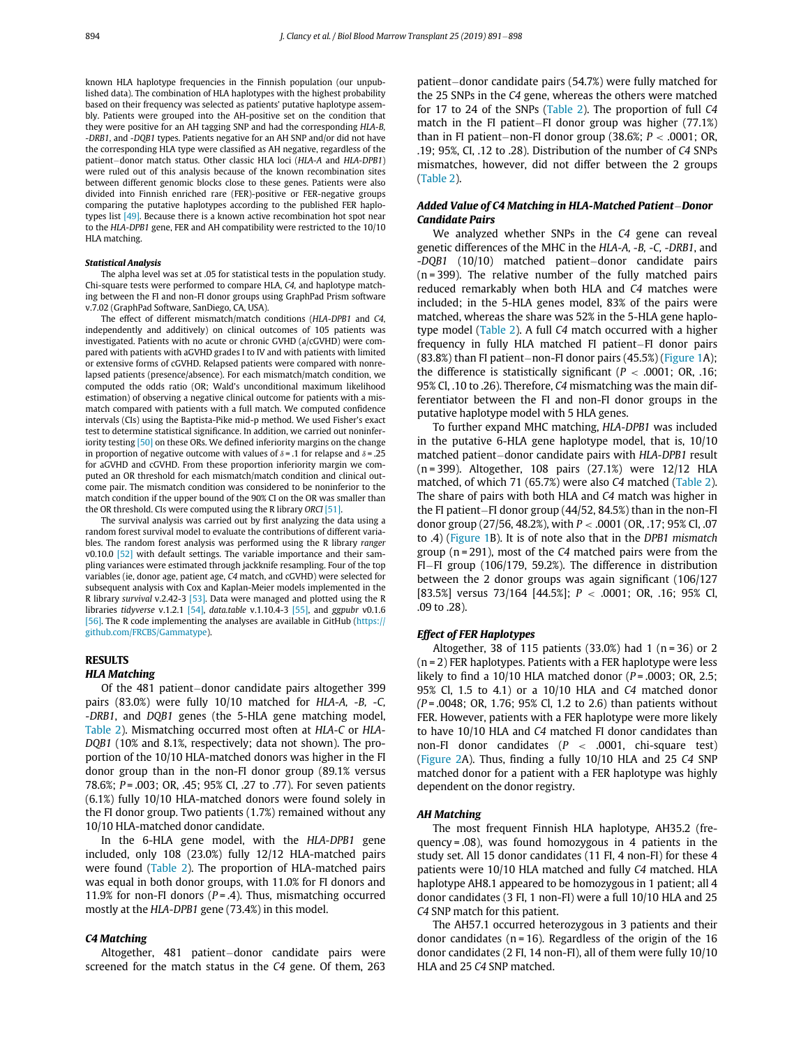known HLA haplotype frequencies in the Finnish population (our unpublished data). The combination of HLA haplotypes with the highest probability based on their frequency was selected as patients' putative haplotype assembly. Patients were grouped into the AH-positive set on the condition that they were positive for an AH tagging SNP and had the corresponding *HLA-B*, *-DRB1*, and *-DQB1* types. Patients negative for an AH SNP and/or did not have the corresponding HLA type were classified as AH negative, regardless of the patient–donor match status. Other classic HLA loci (*HLA-A* and *HLA-DPB1*) were ruled out of this analysis because of the known recombination sites between different genomic blocks close to these genes. Patients were also divided into Finnish enriched rare (FER)-positive or FER-negative groups comparing the putative haplotypes according to the published FER haplotypes list [49]. Because there is a known active recombination hot spot near to the *HLA-DPB1* gene, FER and AH compatibility were restricted to the 10/10 HLA matching.

#### Statistical Analysis

The alpha level was set at .05 for statistical tests in the population study. Chi-square tests were performed to compare HLA, *C4*, and haplotype matching between the FI and non-FI donor groups using GraphPad Prism software v.7.02 (GraphPad Software, SanDiego, CA, USA).

The effect of different mismatch/match conditions (*HLA-DPB1* and *C4*, independently and additively) on clinical outcomes of 105 patients was investigated. Patients with no acute or chronic GVHD (a/cGVHD) were compared with patients with aGVHD grades I to IV and with patients with limited or extensive forms of cGVHD. Relapsed patients were compared with nonrelapsed patients (presence/absence). For each mismatch/match condition, we computed the odds ratio (OR; Wald's unconditional maximum likelihood estimation) of observing a negative clinical outcome for patients with a mismatch compared with patients with a full match. We computed confidence intervals (CIs) using the Baptista-Pike mid-p method. We used Fisher's exact test to determine statistical significance. In addition, we carried out noninferiority testing [50] on these ORs. We defined inferiority margins on the change in proportion of negative outcome with values of $\delta = .1$ for relapse and $\delta = .25$ for aGVHD and cGVHD. From these proportion inferiority margin we computed an OR threshold for each mismatch/match condition and clinical outcome pair. The mismatch condition was considered to be noninferior to the match condition if the upper bound of the 90% CI on the OR was smaller than the OR threshold. CIs were computed using the R library *ORCI* [51].

The survival analysis was carried out by first analyzing the data using a random forest survival model to evaluate the contributions of different variables. The random forest analysis was performed using the R library *ranger* v0.10.0 [52] with default settings. The variable importance and their sampling variances were estimated through jackknife resampling. Four of the top variables (ie, donor age, patient age, *C4* match, and cGVHD) were selected for subsequent analysis with Cox and Kaplan-Meier models implemented in the R library *survival* v.2.42-3 [53]. Data were managed and plotted using the R libraries *tidyverse* v.1.2.1 [54], *data.table* v.1.10.4-3 [55], and *ggpubr* v0.1.6 [56]. The R code implementing the analyses are available in GitHub (https://github.com/FRCBS/Gammatype).

## RESULTS

### HLA Matching

Of the 481 patient–donor candidate pairs altogether 399 pairs (83.0%) were fully 10/10 matched for *HLA-A*, *-B*, *-C*, *-DRB1*, and *DQB1* genes (the 5-HLA gene matching model, Table 2). Mismatching occurred most often at *HLA-C* or *HLA-DQB1* (10% and 8.1%, respectively; data not shown). The proportion of the 10/10 HLA-matched donors was higher in the FI donor group than in the non-FI donor group (89.1% versus 78.6%; *P* = .003; OR, .45; 95% CI, .27 to .77). For seven patients (6.1%) fully 10/10 HLA-matched donors were found solely in the FI donor group. Two patients (1.7%) remained without any 10/10 HLA-matched donor candidate.

In the 6-HLA gene model, with the *HLA-DPB1* gene included, only 108 (23.0%) fully 12/12 HLA-matched pairs were found (Table 2). The proportion of 11.0% HLA-matched pairs was equal in both donor groups, with 11.0% for FI donors and 11.9% for non-FI donors (*P* = .4). Thus, mismatching occurred mostly at the *HLA-DPB1* gene (73.4%) in this model.

### C4 Matching

Altogether, 481 patient–donor candidate pairs were screened for the match status in the *C4* gene. Of them, 263 patient–donor candidate pairs (54.7%) were fully matched for the 25 SNPs in the *C4* gene, whereas the others were matched for 17 to 24 of the SNPs (Table 2). The proportion of full *C4* match in the FI patient–FI donor group was higher (77.1%) than in FI patient–non-FI donor group (38.6%; *P* < .0001; OR, .19; 95% CI, .12 to .28). Distribution of the number of *C4* SNPs mismatches, however, did not differ between the 2 groups (Table 2).

### Added Value of C4 Matching in HLA-Matched Patient–Donor Candidate Pairs

We analyzed whether SNPs in the *C4* gene can reveal genetic differences of the MHC in the *HLA-A*, *-B*, *-C*, *-DRB1*, and *-DQB1* (10/10) matched patient–donor candidate pairs (n = 399). The relative number of the fully matched pairs reduced remarkably when both HLA and *C4* matches were included; in the 5-HLA genes model, 83% of the pairs were matched, whereas the share was 52% in the 5-HLA gene haplotype model (Table 2). A full *C4* match occurred with a higher frequency in fully HLA matched FI patient–FI donor pairs (83.8%) than FI patient–non-FI donor pairs (45.5%) (Figure 1A); the difference is statistically significant (*P* < .0001; OR, .16; 95% CI, .10 to .26). Therefore, *C4* mismatching was the main differentiator between the FI and non-FI donor groups in the putative haplotype model with 5 HLA genes.

To further expand MHC matching, *HLA-DPB1* was included in the putative 6-HLA gene haplotype model, that is, 10/10 matched patient–donor candidate pairs with *HLA-DPB1* result (n = 399). Altogether, 108 pairs (27.1%) were 12/12 HLA matched, of which 71 (65.7%) were also *C4* matched (Table 2). The share of pairs with both HLA and *C4* match was higher in the FI patient–FI donor group (44/52, 84.5%) than in the non-FI donor group (27/56, 48.2%), with *P* < .0001 (OR, .17; 95% CI, .07 to .4) (Figure 1B). It is of note also that in the *DPB1 mismatch* group (n = 291), most of the *C4* matched pairs were from the FI–FI group (106/179, 59.2%). The difference in distribution between the 2 donor groups was again significant (106/127 [83.5%] versus 73/164 [44.5%]; *P* < .0001; OR, .16; 95% CI, .09 to .28).

### Effect of FER Haplotypes

Altogether, 38 of 115 patients (33.0%) had 1 (n = 36) or 2 (n = 2) FER haplotypes. Patients with a FER haplotype were less likely to find a 10/10 HLA matched donor (*P* = .0003; OR, 2.5; 95% CI, 1.5 to 4.1) or a 10/10 HLA and *C4* matched donor (*P* = .0048; OR, 1.76; 95% CI, 1.2 to 2.6) than patients without FER. However, patients with a FER haplotype were more likely to have 10/10 HLA and *C4* matched FI donor candidates than non-FI donor candidates (*P* < .0001, chi-square test) (Figure 2A). Thus, finding a fully 10/10 HLA and 25 *C4* SNP matched donor for a patient with a FER haplotype was highly dependent on the donor registry.

### AH Matching

The most frequent Finnish HLA haplotype, AH35.2 (frequency = .08), was found homozygous in 4 patients in the study set. All 15 donor candidates (11 FI, 4 non-FI) for these 4 patients were 10/10 HLA matched and fully *C4* matched. HLA haplotype AH8.1 appeared to be homozygous in 1 patient; all 4 donor candidates (3 FI, 1 non-FI) were a full 10/10 HLA and 25 *C4* SNP match for this patient.

The AH57.1 occurred heterozygous in 3 patients and their donor candidates (n = 16). Regardless of the origin of the 16 donor candidates (2 FI, 14 non-FI), all of them were fully 10/10 HLA and 25 *C4* SNP matched.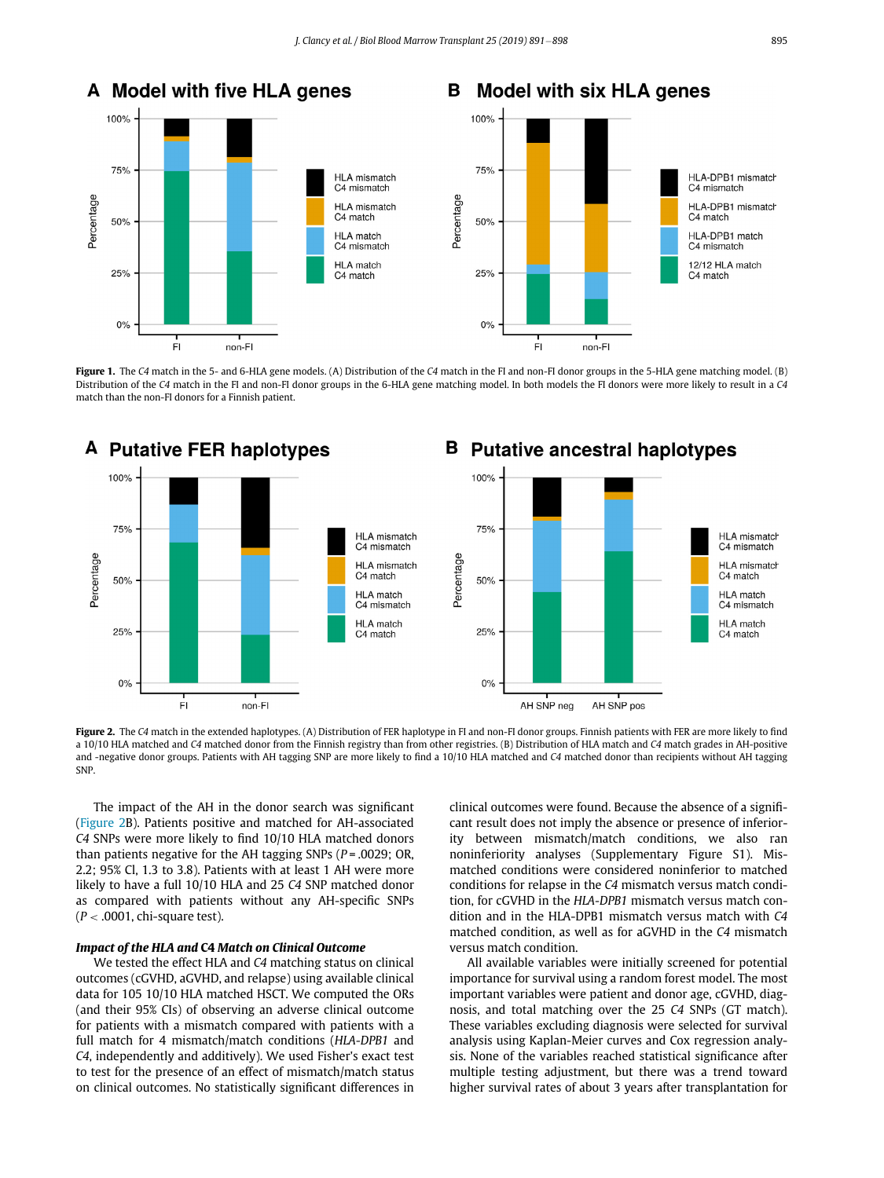**Figure 1.** The *C4* match in the 5- and 6-HLA gene models. (A) Distribution of the *C4* match in the FI and non-FI donor groups in the 5-HLA gene matching model. (B) Distribution of the *C4* match in the FI and non-FI donor groups in the 6-HLA gene matching model. In both models the FI donors were more likely to result in a *C4* match than the non-FI donors for a Finnish patient.

**Figure 2.** The *C4* match in the extended haplotypes. (A) Distribution of FER haplotype in FI and non-FI donor groups. Finnish patients with FER are more likely to find a 10/10 HLA matched and *C4* matched donor from the Finnish registry than from other registries. (B) Distribution of HLA match and *C4* match grades in AH-positive and -negative donor groups. Patients with AH tagging SNP are more likely to find a 10/10 HLA matched and *C4* matched donor than recipients without AH tagging SNP.

The impact of the AH in the donor search was significant (Figure 2B). Patients positive and matched for AH-associated *C4* SNPs were more likely to find 10/10 HLA matched donors than patients negative for the AH tagging SNPs ($P = .0029$; OR, 2.2; 95% CI, 1.3 to 3.8). Patients with at least 1 AH were more likely to have a full 10/10 HLA and 25 *C4* SNP matched donor as compared with patients without any AH-specific SNPs ($P < .0001$, chi-square test).

### Impact of the HLA and C4 Match on Clinical Outcome

We tested the effect HLA and *C4* matching status on clinical outcomes (cGVHD, aGVHD, and relapse) using available clinical data for 105 10/10 HLA matched HSCT. We computed the ORs (and their 95% CIs) of observing an adverse clinical outcome for patients with a mismatch compared with patients with a full match for 4 mismatch/match conditions (*HLA-DPB1* and *C4*, independently and additively). We used Fisher's exact test to test for the presence of an effect of mismatch/match status on clinical outcomes. No statistically significant differences in clinical outcomes were found. Because the absence of a significant result does not imply the absence or presence of inferiority between mismatch/match conditions, we also ran noninferiority analyses (Supplementary Figure S1). Mismatched conditions were considered noninferior to matched conditions for relapse in the *C4* mismatch versus match condition, for cGVHD in the *HLA-DPB1* mismatch versus match condition and in the HLA-DPB1 mismatch versus match with *C4* matched condition, as well as for aGVHD in the *C4* mismatch versus match condition.

All available variables were initially screened for potential importance for survival using a random forest model. The most important variables were patient and donor age, cGVHD, diagnosis, and total matching over the 25 *C4* SNPs (GT match). These variables excluding diagnosis were selected for survival analysis using Kaplan-Meier curves and Cox regression analysis. None of the variables reached statistical significance after multiple testing adjustment, but there was a trend toward higher survival rates of about 3 years after transplantation for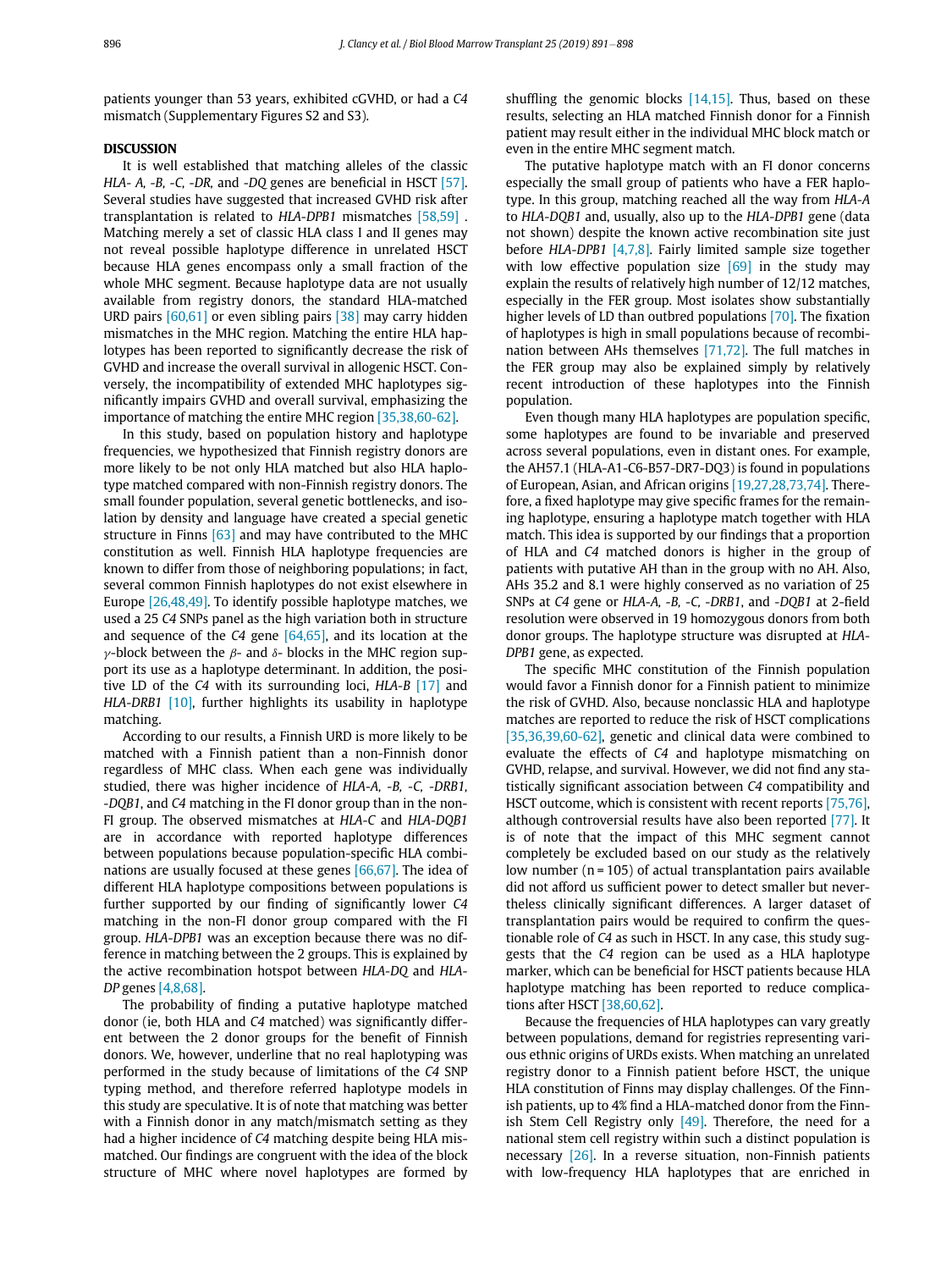patients younger than 53 years, exhibited cGVHD, or had a *C4* mismatch (Supplementary Figures S2 and S3).

## DISCUSSION

It is well established that matching alleles of the classic *HLA- A, -B, -C, -DR*, and *-DQ* genes are beneficial in HSCT [57]. Several studies have suggested that increased GVHD risk after transplantation is related to *HLA-DPB1* mismatches [58,59] . Matching merely a set of classic HLA class I and II genes may not reveal possible haplotype difference in unrelated HSCT because HLA genes encompass only a small fraction of the whole MHC segment. Because haplotype data are not usually available from registry donors, the standard HLA-matched URD pairs [60,61] or even sibling pairs [38] may carry hidden mismatches in the MHC region. Matching the entire HLA haplotypes has been reported to significantly decrease the risk of GVHD and increase the overall survival in allogenic HSCT. Conversely, the incompatibility of extended MHC haplotypes significantly impairs GVHD and overall survival, emphasizing the importance of matching the entire MHC region [35,38,60-62].

In this study, based on population history and haplotype frequencies, we hypothesized that Finnish registry donors are more likely to be not only HLA matched but also HLA haplotype matched compared with non-Finnish registry donors. The small founder population, several genetic bottlenecks, and isolation by density and language have created a special genetic structure in Finns [63] and may have contributed to the MHC constitution as well. Finnish HLA haplotype frequencies are known to differ from those of neighboring populations; in fact, several common Finnish haplotypes do not exist elsewhere in Europe [26,48,49]. To identify possible haplotype matches, we used a 25 *C4* SNPs panel as the high variation both in structure and sequence of the *C4* gene [64,65], and its location at the $\gamma$-block between the $\beta$- and $\delta$- blocks in the MHC region support its use as a haplotype determinant. In addition, the positive LD of the *C4* with its surrounding loci, *HLA-B* [17] and *HLA-DRB1* [10], further highlights its usability in haplotype matching.

According to our results, a Finnish URD is more likely to be matched with a Finnish patient than a non-Finnish donor regardless of MHC class. When each gene was individually studied, there was higher incidence of *HLA-A, -B, -C, -DRB1, -DQB1*, and *C4* matching in the FI donor group than in the non-FI group. The observed mismatches at *HLA-C* and *HLA-DQB1* are in accordance with reported haplotype differences between populations because population-specific HLA combinations are usually focused at these genes [66,67]. The idea of different HLA haplotype compositions between populations is further supported by our finding of significantly lower *C4* matching in the non-FI donor group compared with the FI group. *HLA-DPB1* was an exception because there was no difference in matching between the 2 groups. This is explained by the active recombination hotspot between *HLA-DQ* and *HLA-DP* genes [4,8,68].

The probability of finding a putative haplotype matched donor (ie, both HLA and *C4* matched) was significantly different between the 2 donor groups for the benefit of Finnish donors. We, however, underline that no real haplotyping was performed in the study because of limitations of the *C4* SNP typing method, and therefore referred haplotype models in this study are speculative. It is of note that matching was better with a Finnish donor in any match/mismatch setting as they had a higher incidence of *C4* matching despite being HLA mismatched. Our findings are congruent with the idea of the block structure of MHC where novel haplotypes are formed by shuffling the genomic blocks [14,15]. Thus, based on these results, selecting an HLA matched Finnish donor for a Finnish patient may result either in the individual MHC block match or even in the entire MHC segment match.

The putative haplotype match with an FI donor concerns especially the small group of patients who have a FER haplotype. In this group, matching reached all the way from *HLA-A* to *HLA-DQB1* and, usually, also up to the *HLA-DPB1* gene (data not shown) despite the known active recombination site just before *HLA-DPB1* [4,7,8]. Fairly limited sample size together with low effective population size [69] in the study may explain the results of relatively high number of 12/12 matches, especially in the FER group. Most isolates show substantially higher levels of LD than outbred populations [70]. The fixation of haplotypes is high in small populations because of recombination between AHs themselves [71,72]. The full matches in the FER group may also be explained simply by relatively recent introduction of these haplotypes into the Finnish population.

Even though many HLA haplotypes are population specific, some haplotypes are found to be invariable and preserved across several populations, even in distant ones. For example, the AH57.1 (HLA-A1-C6-B57-DR7-DQ3) is found in populations of European, Asian, and African origins [19,27,28,73,74]. Therefore, a fixed haplotype may give specific frames for the remaining haplotype, ensuring a haplotype match together with HLA match. This idea is supported by our findings that a proportion of HLA and *C4* matched donors is higher in the group of patients with putative AH than in the group with no AH. Also, AHs 35.2 and 8.1 were highly conserved as no variation of 25 SNPs at *C4* gene or *HLA-A, -B, -C, -DRB1*, and *-DQB1* at 2-field resolution were observed in 19 homozygous donors from both donor groups. The haplotype structure was disrupted at *HLA-DPB1* gene, as expected.

The specific MHC constitution of the Finnish population would favor a Finnish donor for a Finnish patient to minimize the risk of GVHD. Also, because nonclassic HLA and haplotype matches are reported to reduce the risk of HSCT complications [35,36,39,60-62], genetic and clinical data were combined to evaluate the effects of *C4* and haplotype mismatching on GVHD, relapse, and survival. However, we did not find any statistically significant association between *C4* compatibility and HSCT outcome, which is consistent with recent reports [75,76], although controversial results have also been reported [77]. It is of note that the impact of this MHC segment cannot completely be excluded based on our study as the relatively low number (n = 105) of actual transplantation pairs available did not afford us sufficient power to detect smaller but nevertheless clinically significant differences. A larger dataset of transplantation pairs would be required to confirm the questionable role of *C4* as such in HSCT. In any case, this study suggests that the *C4* region can be used as a HLA haplotype marker, which can be beneficial for HSCT patients because HLA haplotype matching has been reported to reduce complications after HSCT [38,60,62].

Because the frequencies of HLA haplotypes can vary greatly between populations, demand for registries representing various ethnic origins of URDs exists. When matching an unrelated registry donor to a Finnish patient before HSCT, the unique HLA constitution of Finns may display challenges. Of the Finnish patients, up to 4% find a HLA-matched donor from the Finnish Stem Cell Registry only [49]. Therefore, the need for a national stem cell registry within such a distinct population is necessary [26]. In a reverse situation, non-Finnish patients with low-frequency HLA haplotypes that are enriched in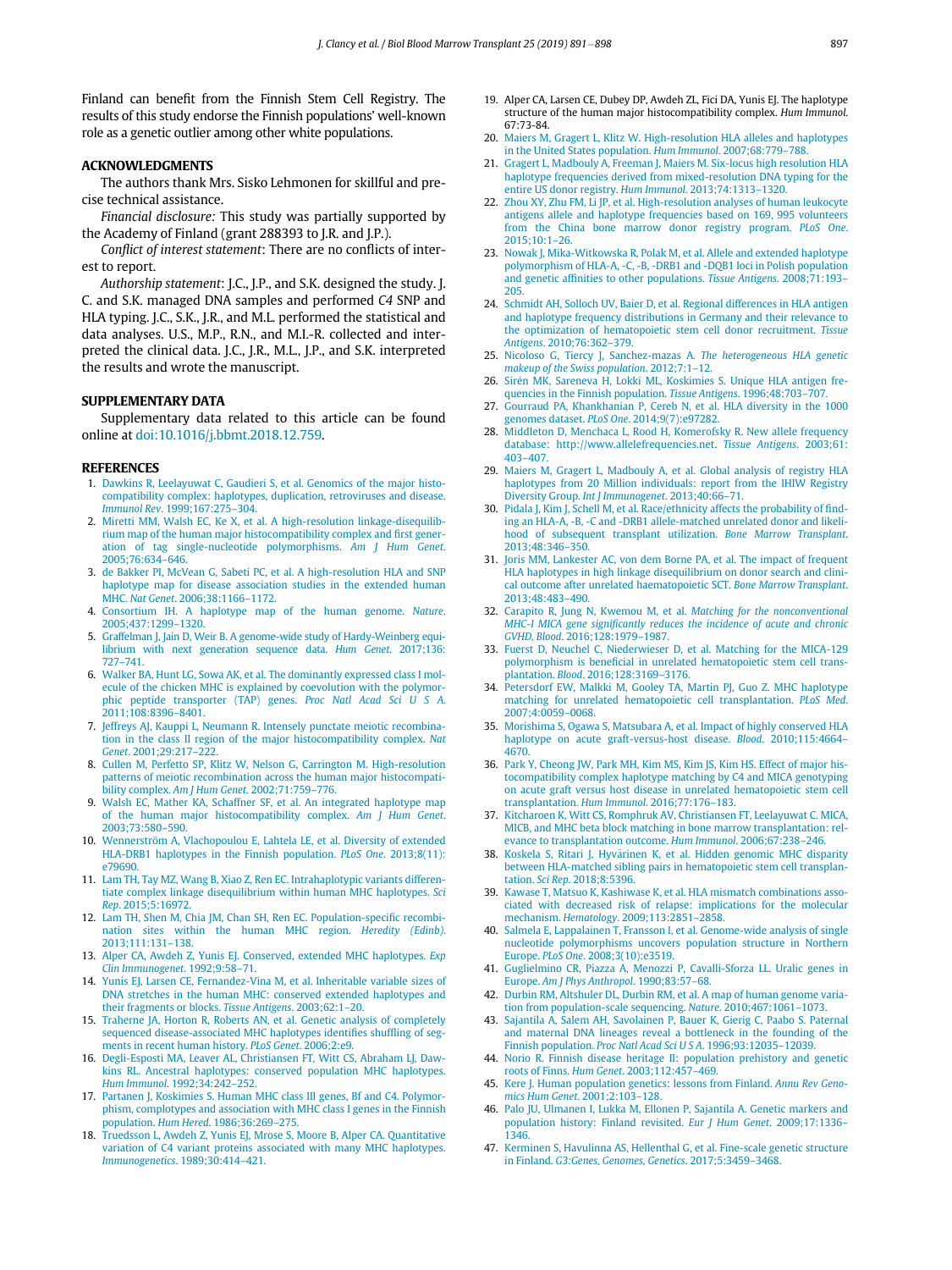Finland can benefit from the Finnish Stem Cell Registry. The results of this study endorse the Finnish populations' well-known role as a genetic outlier among other white populations.

## ACKNOWLEDGMENTS

The authors thank Mrs. Sisko Lehmonen for skillful and precise technical assistance.

*Financial disclosure:* This study was partially supported by the Academy of Finland (grant 288393 to J.R. and J.P.).

*Conflict of interest statement*: There are no conflicts of interest to report.

*Authorship statement*: J.C., J.P., and S.K. designed the study. J.C. and S.K. managed DNA samples and performed *C4* SNP and HLA typing. J.C., S.K., J.R., and M.L. performed the statistical and data analyses. U.S., M.P., R.N., and M.I.-R. collected and interpreted the clinical data. J.C., J.R., M.L., J.P., and S.K. interpreted the results and wrote the manuscript.

## SUPPLEMENTARY DATA

Supplementary data related to this article can be found online at doi:10.1016/j.bbmt.2018.12.759.

## REFERENCES

1. Dawkins R, Leelayuwat C, Gaudieri S, et al. Genomics of the major histocompatibility complex: haplotypes, duplication, retroviruses and disease. *Immunol Rev*. 1999;167:275–304.
2. Miretti MM, Walsh EC, Ke X, et al. A high-resolution linkage-disequilibrium map of the human major histocompatibility complex and first generation of tag single-nucleotide polymorphisms. *Am J Hum Genet*. 2005;76:634–646.
3. de Bakker PI, McVean G, Sabeti PC, et al. A high-resolution HLA and SNP haplotype map for disease association studies in the extended human MHC. *Nat Genet*. 2006;38:1166–1172.
4. Consortium IH. A haplotype map of the human genome. *Nature*. 2005;437:1299–1320.
5. Graffelman J, Jain D, Weir B. A genome-wide study of Hardy-Weinberg equilibrium with next generation sequence data. *Hum Genet*. 2017;136:727–741.
6. Walker BA, Hunt LG, Sowa AK, et al. The dominantly expressed class I molecule of the chicken MHC is explained by coevolution with the polymorphic peptide transporter (TAP) genes. *Proc Natl Acad Sci U S A*. 2011;108:8396–8401.
7. Jeffreys AJ, Kauppi L, Neumann R. Intensely punctate meiotic recombination in the class II region of the major histocompatibility complex. *Nat Genet*. 2001;29:217–222.
8. Cullen M, Perfetto SP, Klitz W, Nelson G, Carrington M. High-resolution patterns of meiotic recombination across the human major histocompatibility complex. *Am J Hum Genet*. 2002;71:759–776.
9. Walsh EC, Mather KA, Schaffner SF, et al. An integrated haplotype map of the human major histocompatibility complex. *Am J Hum Genet*. 2003;73:580–590.
10. Wennerström A, Vlachopoulou E, Lahtela LE, et al. Diversity of extended HLA-DRB1 haplotypes in the Finnish population. *PLoS One*. 2013;8(11):e79690.
11. Lam TH, Tay MZ, Wang B, Xiao Z, Ren EC. Intrahaplotypic variants differentiate complex linkage disequilibrium within human MHC haplotypes. *Sci Rep*. 2015;5:16972.
12. Lam TH, Shen M, Chia JM, Chan SH, Ren EC. Population-specific recombination sites within the human MHC region. *Heredity (Edinb)*. 2013;111:131–138.
13. Alper CA, Awdeh Z, Yunis EJ. Conserved, extended MHC haplotypes. *Exp Clin Immunogenet*. 1992;9:58–71.
14. Yunis EJ, Larsen CE, Fernandez-Vina M, et al. Inheritable variable sizes of DNA stretches in the human MHC: conserved extended haplotypes and their fragments or blocks. *Tissue Antigens*. 2003;62:1–20.
15. Traherne JA, Horton R, Roberts AN, et al. Genetic analysis of completely sequenced disease-associated MHC haplotypes identifies shuffling of segments in recent human history. *PLoS Genet*. 2006;2:e9.
16. Degli-Esposti MA, Leaver AL, Christiansen FT, Witt CS, Abraham LJ, Dawkins RL. Ancestral haplotypes: conserved population MHC haplotypes. *Hum Immunol*. 1992;34:242–252.
17. Partanen J, Koskimies S. Human MHC class III genes, Bf and C4. Polymorphism, complotypes and association with MHC class I genes in the Finnish population. *Hum Hered*. 1986;36:269–275.
18. Truedsson L, Awdeh Z, Yunis EJ, Mrose S, Moore B, Alper CA. Quantitative variation of C4 variant proteins associated with many MHC haplotypes. *Immunogenetics*. 1989;30:414–421.
19. Alper CA, Larsen CE, Dubey DP, Awdeh ZL, Fici DA, Yunis EJ. The haplotype structure of the human major histocompatibility complex. *Hum Immunol*. 67:73-84.
20. Maiers M, Gragert L, Klitz W. High-resolution HLA alleles and haplotypes in the United States population. *Hum Immunol*. 2007;68:779–788.
21. Gragert L, Madbouly A, Freeman J, Maiers M. Six-locus high resolution HLA haplotype frequencies derived from mixed-resolution DNA typing for the entire US donor registry. *Hum Immunol*. 2013;74:1313–1320.
22. Zhou XY, Zhu FM, Li JP, et al. High-resolution analyses of human leukocyte antigens allele and haplotype frequencies based on 169, 995 volunteers from the China bone marrow donor registry program. *PLoS One*. 2015;10:1–26.
23. Nowak J, Mika-Witkowska R, Polak M, et al. Allele and extended haplotype polymorphism of HLA-A, -C, -B, -DRB1 and -DQB1 loci in Polish population and genetic affinities to other populations. *Tissue Antigens*. 2008;71:193–205.
24. Schmidt AH, Solloch UV, Baier D, et al. Regional differences in HLA antigen and haplotype frequency distributions in Germany and their relevance to the optimization of hematopoietic stem cell donor recruitment. *Tissue Antigens*. 2010;76:362–379.
25. Nicoloso G, Tiercy J, Sanchez-mazas A. *The heterogeneous HLA genetic makeup of the Swiss population*. 2012;7:1–12.
26. Sirén MK, Sareneva H, Lokki ML, Koskimies S. Unique HLA antigen frequencies in the Finnish population. *Tissue Antigens*. 1996;48:703–707.
27. Gourraud PA, Khankhanian P, Cereb N, et al. HLA diversity in the 1000 genomes dataset. *PLoS One*. 2014;9(7):e97282.
28. Middleton D, Menchaca L, Rood H, Komerofsky R. New allele frequency database: http://www.allelefrequencies.net. *Tissue Antigens*. 2003;61:403–407.
29. Maiers M, Gragert L, Madbouly A, et al. Global analysis of registry HLA haplotypes from 20 Million individuals: report from the IHIW Registry Diversity Group. *Int J Immunogenet*. 2013;40:66–71.
30. Pidala J, Kim J, Schell M, et al. Race/ethnicity affects the probability of finding an HLA-A, -B, -C and -DRB1 allele-matched unrelated donor and likelihood of subsequent transplant utilization. *Bone Marrow Transplant*. 2013;48:346–350.
31. Joris MM, Lankester AC, von dem Borne PA, et al. The impact of frequent HLA haplotypes in high linkage disequilibrium on donor search and clinical outcome after unrelated haematopoietic SCT. *Bone Marrow Transplant*. 2013;48:483–490.
32. Carapito R, Jung N, Kwemou M, et al. *Matching for the nonconventional MHC-I MICA gene significantly reduces the incidence of acute and chronic GVHD*, *Blood*. 2016;128:1979–1987.
33. Fuerst D, Neuchel C, Niederwieser D, et al. Matching for the MICA-129 polymorphism is beneficial in unrelated hematopoietic stem cell transplantation. *Blood*. 2016;128:3169–3176.
34. Petersdorf EW, Malkki M, Gooley TA, Martin PJ, Guo Z. MHC haplotype matching for unrelated hematopoietic cell transplantation. *PLoS Med*. 2007;4:0059–0068.
35. Morishima S, Ogawa S, Matsubara A, et al. Impact of highly conserved HLA haplotype on acute graft-versus-host disease. *Blood*. 2010;115:4664–4670.
36. Park Y, Cheong JW, Park MH, Kim MS, Kim JS, Kim HS. Effect of major histocompatibility complex haplotype matching by C4 and MICA genotyping on acute graft versus host disease in unrelated hematopoietic stem cell transplantation. *Hum Immunol*. 2016;77:176–183.
37. Kitcharoen K, Witt CS, Romphruk AV, Christiansen FT, Leelayuwat C. MICA, MICB, and MHC beta block matching in bone marrow transplantation: relevance to transplantation outcome. *Hum Immunol*. 2006;67:238–246.
38. Koskela S, Ritari J, Hyvärinen K, et al. Hidden genomic MHC disparity between HLA-matched sibling pairs in hematopoietic stem cell transplantation. *Sci Rep*. 2018;8:5396.
39. Kawase T, Matsuo K, Kashiwase K, et al. HLA mismatch combinations associated with decreased risk of relapse: implications for the molecular mechanism. *Hematology*. 2009;113:2851–2858.
40. Salmela E, Lappalainen T, Fransson I, et al. Genome-wide analysis of single nucleotide polymorphisms uncovers population structure in Northern Europe. *PLoS One*. 2008;3(10):e3519.
41. Guglielmino CR, Piazza A, Menozzi P, Cavalli-Sforza LL. Uralic genes in Europe. *Am J Phys Anthropol*. 1990;83:57–68.
42. Durbin RM, Altshuler DL, Durbin RM, et al. A map of human genome variation from population-scale sequencing. *Nature*. 2010;467:1061–1073.
43. Sajantila A, Salem AH, Savolainen P, Bauer K, Gierig C, Paabo S. Paternal and maternal DNA lineages reveal a bottleneck in the founding of the Finnish population. *Proc Natl Acad Sci U S A*. 1996;93:12035–12039.
44. Norio R. Finnish disease heritage II: population prehistory and genetic roots of Finns. *Hum Genet*. 2003;112:457–469.
45. Kere J. Human population genetics: lessons from Finland. *Annu Rev Genomics Hum Genet*. 2001;2:103–128.
46. Palo JU, Ulmanen I, Lukka M, Ellonen P, Sajantila A. Genetic markers and population history: Finland revisited. *Eur J Hum Genet*. 2009;17:1336–1346.
47. Kerminen S, Havulinna AS, Hellenthal G, et al. Fine-scale genetic structure in Finland. *G3:Genes, Genomes, Genetics*. 2017;5:3459–3468.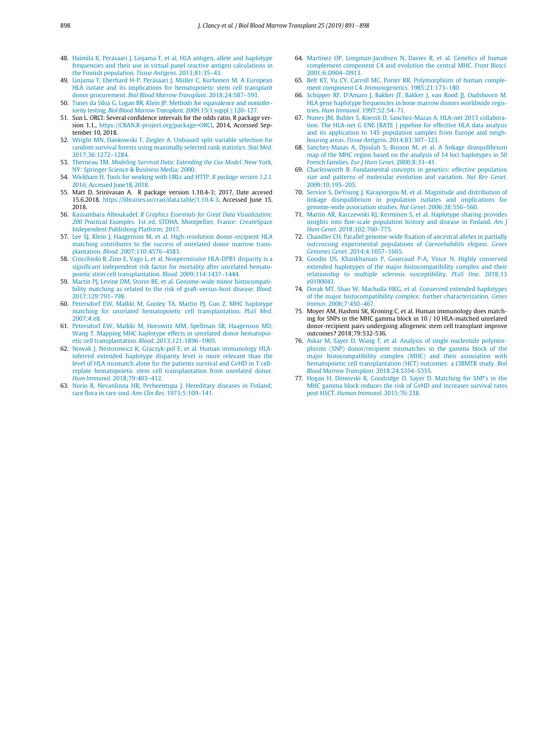48. Haimila K, Peräsaari J, Linjama T, et al. HLA antigen, allele and haplotype frequencies and their use in virtual panel reactive antigen calculations in the Finnish population. *Tissue Antigens*. 2013;81:35–43.
49. Linjama T, Eberhard H-P, Peräsaari J, Müller C, Korhonen M. A European HLA isolate and its implications for hematopoietic stem cell transplant donor procurement. *Biol Blood Marrow Transplant*. 2018;24:587–593.
50. Tunes da Silva G, Logan BR, Klein JP. Methods for equivalence and noninferiority testing. *Biol Blood Marrow Transplant*. 2009;15(1 suppl.):120–127.
51. Sun L. ORCI: Several confidence intervals for the odds ratio, R package version 1.1., https://CRAN.R-project.org/package=ORCI, 2014, Accessed September 10, 2018.
52. Wright MN, Dankowski T, Ziegler A. Unbiased split variable selection for random survival forests using maximally selected rank statistics. *Stat Med*. 2017;36:1272–1284.
53. Therneau TM. *Modeling Survival Data: Extending the Cox Model*. New York, NY: Springer Science & Business Media; 2000.
54. Wickham H. Tools for working with URLs and HTTP. *R package version 1.2.1*. 2016; Accessed June18, 2018.
55. Matt D, Srinivasan A. R package version 1.10.4-3; 2017, Date accesed 15.6.2018. https://libraries.io/cran/data.table/1.10.4-3. Accessed June 15, 2018.
56. Kassambara Alboukadel. *R Graphics Essentials for Great Data Visualization: 200 Practical Examples*. 1st ed. STDHA. Montpellier, France: CreateSpace Independent Publishing Platform; 2017.
57. Lee SJ, Klein J, Haagenson M, et al. High-resolution donor-recipient HLA matching contributes to the success of unrelated donor marrow transplantation. *Blood*. 2007;110:4576–4583.
58. Crocchiolo R, Zino E, Vago L, et al. Nonpermissive HLA-DPB1 disparity is a significant independent risk factor for mortality after unrelated hematopoietic stem cell transplantation. *Blood*. 2009;114:1437–1444.
59. Martin PJ, Levine DM, Storer BE, et al. Genome-wide minor histocompatibility matching as related to the risk of graft-versus-host disease. *Blood*. 2017;129:791–798.
60. Petersdorf EW, Malkki M, Gooley TA, Martin PJ, Guo Z. MHC haplotype matching for unrelated hematopoietic cell transplantation. *PLoS Med*. 2007;4:e8.
61. Petersdorf EW, Malkki M, Horowitz MM, Spellman SR, Haagenson MD, Wang T. Mapping MHC haplotype effects in unrelated donor hematopoietic cell transplantation. *Blood*. 2013;121:1896–1905.
62. Nowak J, Nestorowicz K, Graczyk-pol E, et al. Human immunology HLA-inferred extended haplotype disparity level is more relevant than the level of HLA mismatch alone for the patients survival and GvHD in T cell-replate hematopoietic stem cell transplantation from unrelated donor. *Hum Immunol*. 2018;79:403–412.
63. Norio R, Nevanlinna HR, Perheentupa J. Hereditary diseases in Finland; rare flora in rare soul. *Ann Clin Res*. 1973;5:109–141.
64. Martinez OP, Longman-Jacobsen N, Davies R, et al. Genetics of human complement component C4 and evolution the central MHC. *Front Biosci*. 2001;6:D904–D913.
65. Belt KT, Yu CY, Carroll MC, Porter RR. Polymorphism of human complement component C4. *Immunogenetics*. 1985;21:173–180.
66. Schipper RF, D'Amaro J, Bakker JT, Bakker J, van Rood JJ, Oudshoorn M. HLA gene haplotype frequencies in bone marrow donors worldwide registries. *Hum Immunol*. 1997;52:54–71.
67. Nunes JM, Buhler S, Roessli D, Sanchez-Mazas A. HLA-net 2013 collaboration. The HLA-net G ENE [RATE ] pipeline for effective HLA data analysis and its application to 145 population samples from Europe and neighbouring areas. *Tissue Antigens*. 2014;83:307–323.
68. Sanchez-Mazas A, Djoulah S, Busson M, et al. A linkage disequilibrium map of the MHC region based on the analysis of 14 loci haplotypes in 50 French families. *Eur J Hum Genet*. 2000;8:33–41.
69. Charlesworth B. Fundamental concepts in genetics: effective population size and patterns of molecular evolution and variation. *Nat Rev Genet*. 2009;10:195–205.
70. Service S, DeYoung J, Karayiorgou M, et al. Magnitude and distribution of linkage disequilibrium in population isolates and implications for genome-wide association studies. *Nat Genet*. 2006;38:556–560.
71. Martin AR, Karczewski KJ, Kerminen S, et al. Haplotype sharing provides insights into fine-scale population history and disease in Finland. *Am J Hum Genet*. 2018;102:760–775.
72. Chandler CH. Parallel genome-wide fixation of ancestral alleles in partially outcrossing experimental populations of *Caenorhabditis elegans*. *Genes Genomes Genet*. 2014;4:1657–1665.
73. Goodin DS, Khankhanian P, Gourraud P-A, Vince N. Highly conserved extended haplotypes of the major histocompatibility complex and their relationship to multiple sclerosis susceptibility. *PLoS One*. 2018;13 e0190043.
74. Dorak MT, Shao W, Machulla HKG, et al. Conserved extended haplotypes of the major histocompatibility complex: further characterization. *Genes Immun*. 2006;7:450–467.
75. Moyer AM, Hashmi SK, Kroning C, et al. Human immunology does matching for SNPs in the MHC gamma block in 10 / 10 HLA-matched unrelated donor-recipient pairs undergoing allogeneic stem cell transplant improve outcomes? 2018;79:532-536.
76. Askar M, Sayer D, Wang T, et al. Analysis of single nucleotide polymorphisms (SNP) donor/recipient mismatches in the gamma block of the major histocompatibility complex (MHC) and their association with hematopoietic cell transplantation (HCT) outcomes: a CIBMTR study. *Biol Blood Marrow Transplant*. 2018;24:S354–S355.
77. Hogan H, Dimovski K, Goodridge D, Sayer D. Matching for SNP's in the MHC gamma block reduces the risk of GvHD and increases survival rates post HSCT. *Human Immunol*. 2015;76:238.